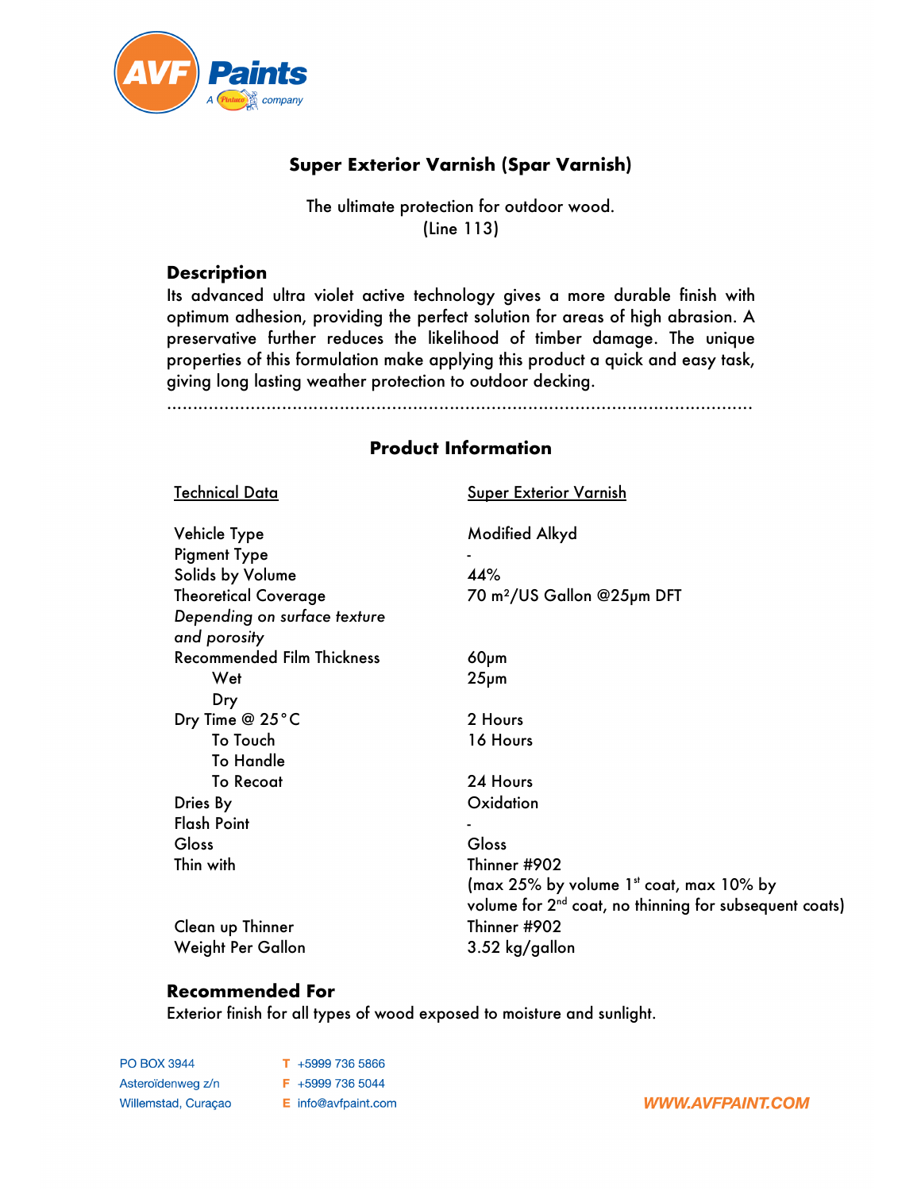# Super Exterior Varnish (Spar Varnish)

The ultimate protection for outdoor wood.
(Line 113)

## Description

Its advanced ultra violet active technology gives a more durable finish with optimum adhesion, providing the perfect solution for areas of high abrasion. A preservative further reduces the likelihood of timber damage. The unique properties of this formulation make applying this product a quick and easy task, giving long lasting weather protection to outdoor decking.

.......................................................................................................................

## Product Information

| Technical Data | Super Exterior Varnish |
|---|---|
| Vehicle Type | Modified Alkyd |
| Pigment Type | - |
| Solids by Volume | 44% |
| Theoretical Coverage *Depending on surface texture and porosity* | 70 m²/US Gallon @25μm DFT |
| Recommended Film Thickness | 60μm |
| Wet | 25μm |
| Dry | |
| Dry Time @ 25°C | 2 Hours |
| To Touch | 16 Hours |
| To Handle | |
| To Recoat | 24 Hours |
| Dries By | Oxidation |
| Flash Point | - |
| Gloss | Gloss |
| Thin with | Thinner #902 (max 25% by volume 1st coat, max 10% by volume for 2nd coat, no thinning for subsequent coats) |
| Clean up Thinner | Thinner #902 |
| Weight Per Gallon | 3.52 kg/gallon |

## Recommended For

Exterior finish for all types of wood exposed to moisture and sunlight.

PO BOX 3944
Asteroïdenweg z/n
Willemstad, Curaçao

T +5999 736 5866
F +5999 736 5044
E info@avfpaint.com

WWW.AVFPAINT.COM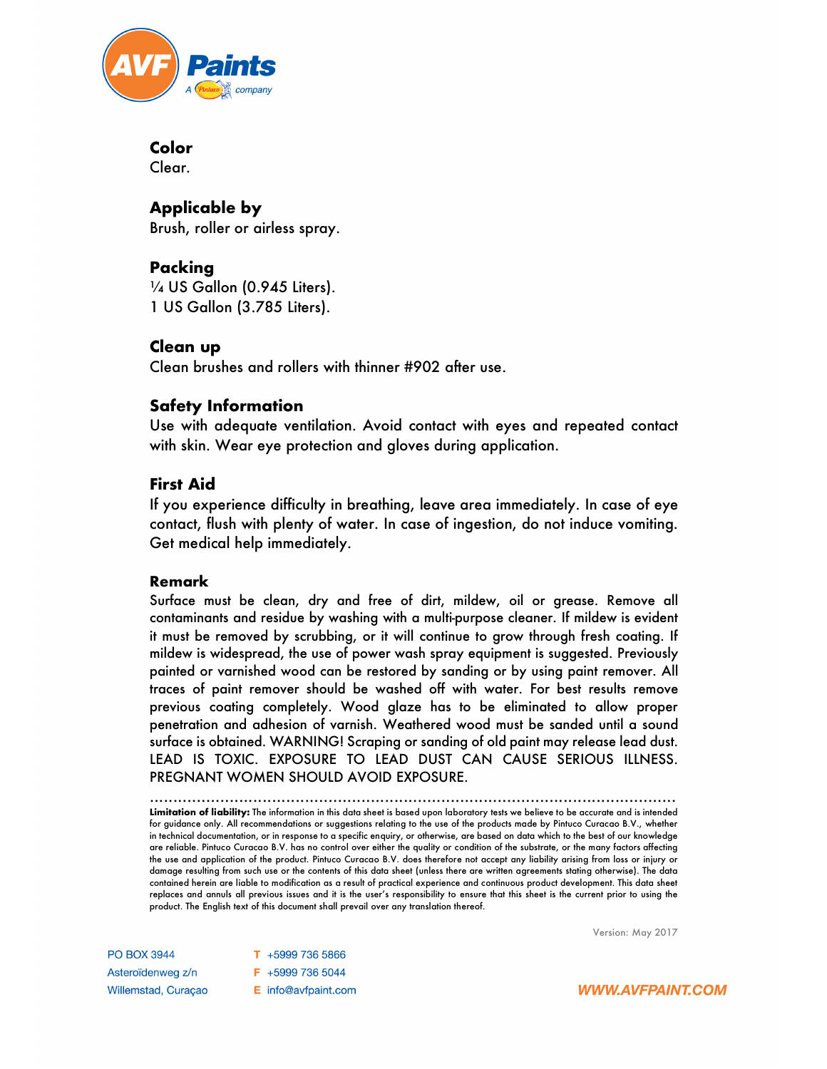## Color
Clear.

## Applicable by
Brush, roller or airless spray.

## Packing
¼ US Gallon (0.945 Liters).
1 US Gallon (3.785 Liters).

## Clean up
Clean brushes and rollers with thinner #902 after use.

## Safety Information
Use with adequate ventilation. Avoid contact with eyes and repeated contact with skin. Wear eye protection and gloves during application.

## First Aid
If you experience difficulty in breathing, leave area immediately. In case of eye contact, flush with plenty of water. In case of ingestion, do not induce vomiting. Get medical help immediately.

## Remark
Surface must be clean, dry and free of dirt, mildew, oil or grease. Remove all contaminants and residue by washing with a multi-purpose cleaner. If mildew is evident it must be removed by scrubbing, or it will continue to grow through fresh coating. If mildew is widespread, the use of power wash spray equipment is suggested. Previously painted or varnished wood can be restored by sanding or by using paint remover. All traces of paint remover should be washed off with water. For best results remove previous coating completely. Wood glaze has to be eliminated to allow proper penetration and adhesion of varnish. Weathered wood must be sanded until a sound surface is obtained. WARNING! Scraping or sanding of old paint may release lead dust. LEAD IS TOXIC. EXPOSURE TO LEAD DUST CAN CAUSE SERIOUS ILLNESS. PREGNANT WOMEN SHOULD AVOID EXPOSURE.

---

**Limitation of liability:** The information in this data sheet is based upon laboratory tests we believe to be accurate and is intended for guidance only. All recommendations or suggestions relating to the use of the products made by Pintuco Curacao B.V., whether in technical documentation, or in response to a specific enquiry, or otherwise, are based on data which to the best of our knowledge are reliable. Pintuco Curacao B.V. has no control over either the quality or condition of the substrate, or the many factors affecting the use and application of the product. Pintuco Curacao B.V. does therefore not accept any liability arising from loss or injury or damage resulting from such use or the contents of this data sheet (unless there are written agreements stating otherwise). The data contained herein are liable to modification as a result of practical experience and continuous product development. This data sheet replaces and annuls all previous issues and it is the user's responsibility to ensure that this sheet is the current prior to using the product. The English text of this document shall prevail over any translation thereof.

Version: May 2017

PO BOX 3944
Asteroïdenweg z/n
Willemstad, Curaçao

T +5999 736 5866
F +5999 736 5044
E info@avfpaint.com

WWW.AVFPAINT.COM